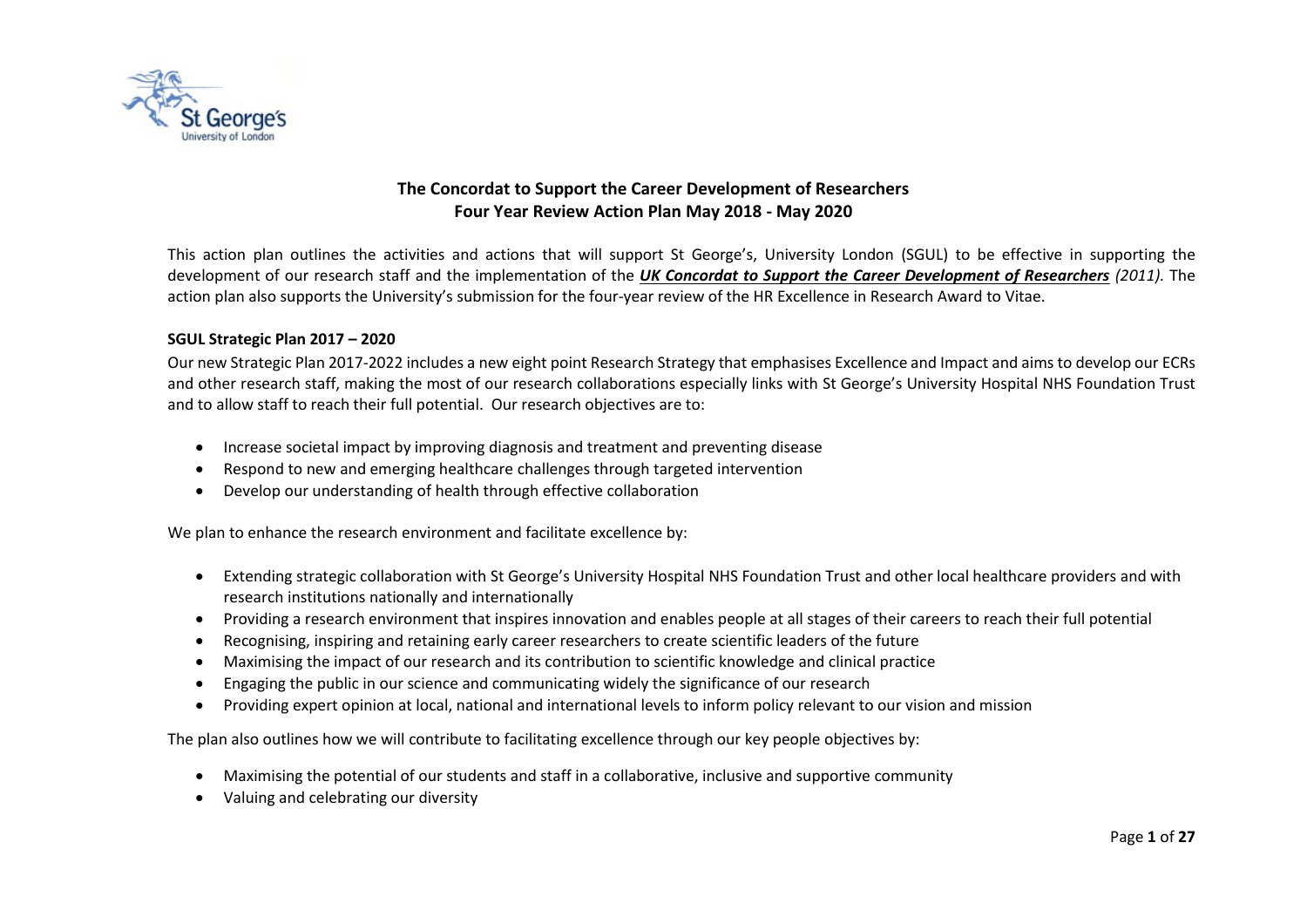# The Concordat to Support the Career Development of Researchers
## Four Year Review Action Plan May 2018 - May 2020

This action plan outlines the activities and actions that will support St George's, University London (SGUL) to be effective in supporting the development of our research staff and the implementation of the ***UK Concordat to Support the Career Development of Researchers*** *(2011)*. The action plan also supports the University's submission for the four-year review of the HR Excellence in Research Award to Vitae.

### SGUL Strategic Plan 2017 – 2020

Our new Strategic Plan 2017-2022 includes a new eight point Research Strategy that emphasises Excellence and Impact and aims to develop our ECRs and other research staff, making the most of our research collaborations especially links with St George's University Hospital NHS Foundation Trust and to allow staff to reach their full potential. Our research objectives are to:

- Increase societal impact by improving diagnosis and treatment and preventing disease
- Respond to new and emerging healthcare challenges through targeted intervention
- Develop our understanding of health through effective collaboration

We plan to enhance the research environment and facilitate excellence by:

- Extending strategic collaboration with St George's University Hospital NHS Foundation Trust and other local healthcare providers and with research institutions nationally and internationally
- Providing a research environment that inspires innovation and enables people at all stages of their careers to reach their full potential
- Recognising, inspiring and retaining early career researchers to create scientific leaders of the future
- Maximising the impact of our research and its contribution to scientific knowledge and clinical practice
- Engaging the public in our science and communicating widely the significance of our research
- Providing expert opinion at local, national and international levels to inform policy relevant to our vision and mission

The plan also outlines how we will contribute to facilitating excellence through our key people objectives by:

- Maximising the potential of our students and staff in a collaborative, inclusive and supportive community
- Valuing and celebrating our diversity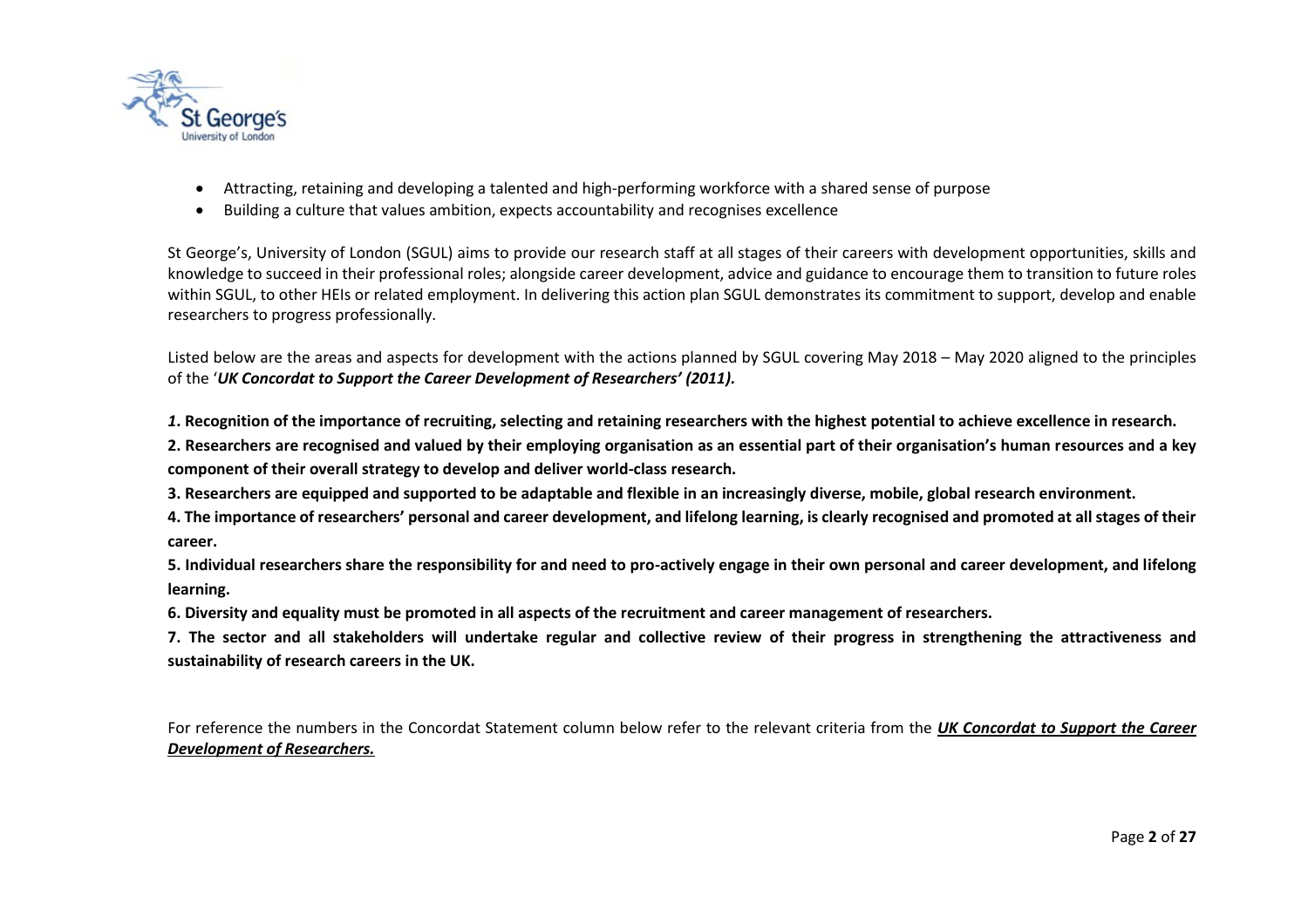- Attracting, retaining and developing a talented and high-performing workforce with a shared sense of purpose
- Building a culture that values ambition, expects accountability and recognises excellence

St George's, University of London (SGUL) aims to provide our research staff at all stages of their careers with development opportunities, skills and knowledge to succeed in their professional roles; alongside career development, advice and guidance to encourage them to transition to future roles within SGUL, to other HEIs or related employment. In delivering this action plan SGUL demonstrates its commitment to support, develop and enable researchers to progress professionally.

Listed below are the areas and aspects for development with the actions planned by SGUL covering May 2018 – May 2020 aligned to the principles of the '***UK Concordat to Support the Career Development of Researchers' (2011).***

***1*. Recognition of the importance of recruiting, selecting and retaining researchers with the highest potential to achieve excellence in research.**

**2. Researchers are recognised and valued by their employing organisation as an essential part of their organisation's human resources and a key component of their overall strategy to develop and deliver world-class research.**

**3. Researchers are equipped and supported to be adaptable and flexible in an increasingly diverse, mobile, global research environment.**

**4. The importance of researchers' personal and career development, and lifelong learning, is clearly recognised and promoted at all stages of their career.**

**5. Individual researchers share the responsibility for and need to pro-actively engage in their own personal and career development, and lifelong learning.**

**6. Diversity and equality must be promoted in all aspects of the recruitment and career management of researchers.**

**7. The sector and all stakeholders will undertake regular and collective review of their progress in strengthening the attractiveness and sustainability of research careers in the UK.**

For reference the numbers in the Concordat Statement column below refer to the relevant criteria from the ***UK Concordat to Support the Career Development of Researchers.***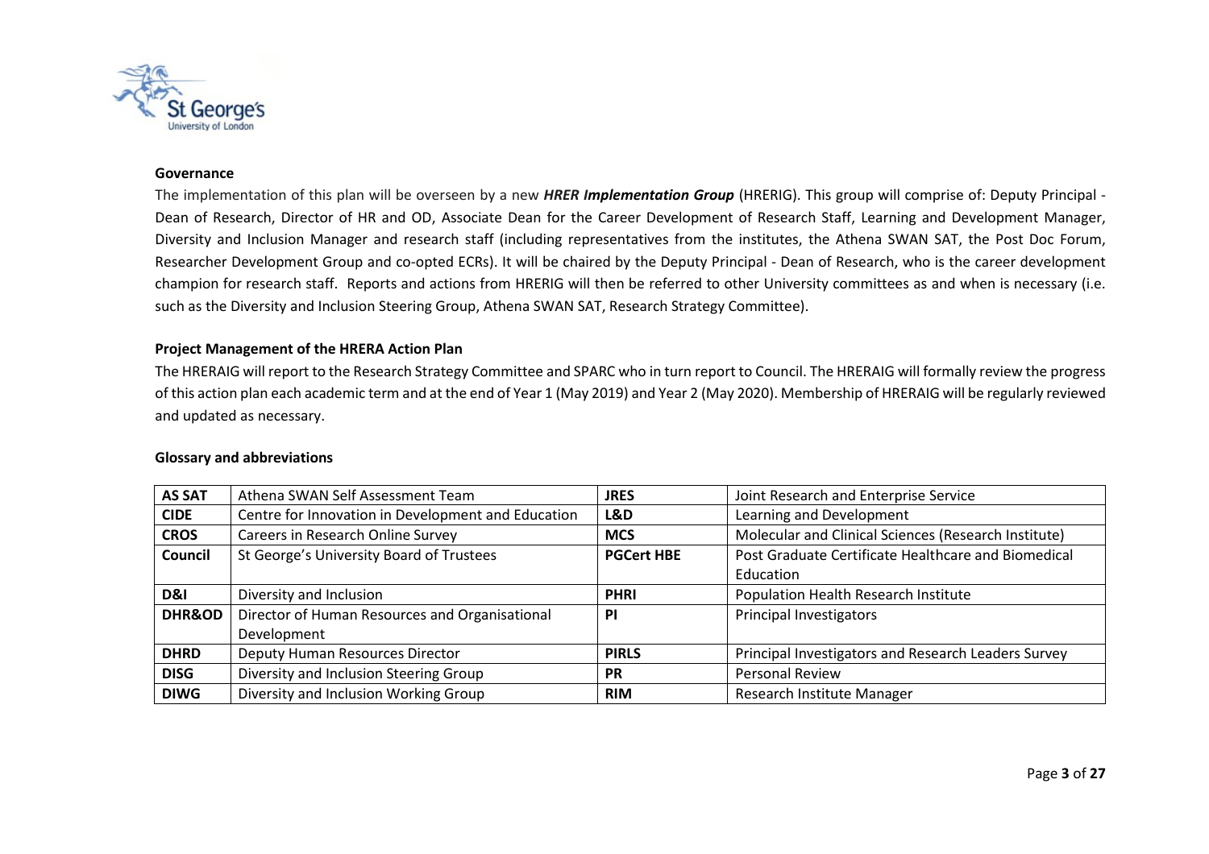**Governance**

The implementation of this plan will be overseen by a new ***HRER Implementation Group*** (HRERIG). This group will comprise of: Deputy Principal - Dean of Research, Director of HR and OD, Associate Dean for the Career Development of Research Staff, Learning and Development Manager, Diversity and Inclusion Manager and research staff (including representatives from the institutes, the Athena SWAN SAT, the Post Doc Forum, Researcher Development Group and co-opted ECRs). It will be chaired by the Deputy Principal - Dean of Research, who is the career development champion for research staff. Reports and actions from HRERIG will then be referred to other University committees as and when is necessary (i.e. such as the Diversity and Inclusion Steering Group, Athena SWAN SAT, Research Strategy Committee).

**Project Management of the HRERA Action Plan**

The HRERAIG will report to the Research Strategy Committee and SPARC who in turn report to Council. The HRERAIG will formally review the progress of this action plan each academic term and at the end of Year 1 (May 2019) and Year 2 (May 2020). Membership of HRERAIG will be regularly reviewed and updated as necessary.

**Glossary and abbreviations**

| | | | |
|---|---|---|---|
| **AS SAT** | Athena SWAN Self Assessment Team | **JRES** | Joint Research and Enterprise Service |
| **CIDE** | Centre for Innovation in Development and Education | **L&D** | Learning and Development |
| **CROS** | Careers in Research Online Survey | **MCS** | Molecular and Clinical Sciences (Research Institute) |
| **Council** | St George's University Board of Trustees | **PGCert HBE** | Post Graduate Certificate Healthcare and Biomedical Education |
| **D&I** | Diversity and Inclusion | **PHRI** | Population Health Research Institute |
| **DHR&OD** | Director of Human Resources and Organisational Development | **PI** | Principal Investigators |
| **DHRD** | Deputy Human Resources Director | **PIRLS** | Principal Investigators and Research Leaders Survey |
| **DISG** | Diversity and Inclusion Steering Group | **PR** | Personal Review |
| **DIWG** | Diversity and Inclusion Working Group | **RIM** | Research Institute Manager |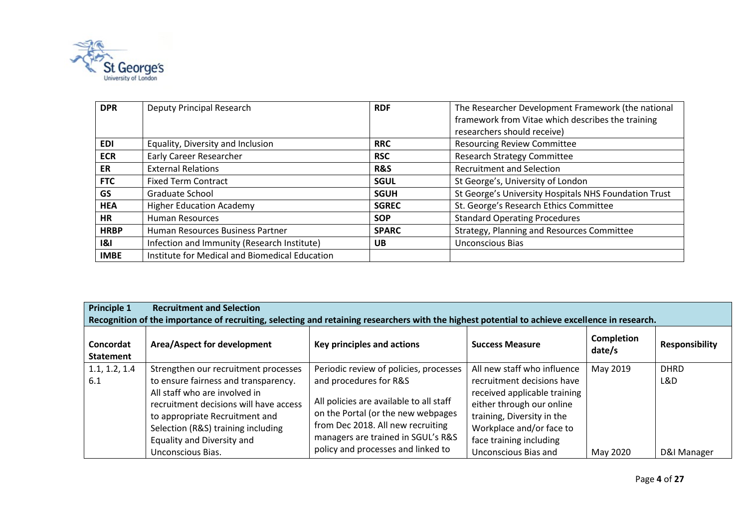| DPR | Deputy Principal Research | RDF | The Researcher Development Framework (the national framework from Vitae which describes the training researchers should receive) |
|---|---|---|---|
| EDI | Equality, Diversity and Inclusion | RRC | Resourcing Review Committee |
| ECR | Early Career Researcher | RSC | Research Strategy Committee |
| ER | External Relations | R&S | Recruitment and Selection |
| FTC | Fixed Term Contract | SGUL | St George's, University of London |
| GS | Graduate School | SGUH | St George's University Hospitals NHS Foundation Trust |
| HEA | Higher Education Academy | SGREC | St. George's Research Ethics Committee |
| HR | Human Resources | SOP | Standard Operating Procedures |
| HRBP | Human Resources Business Partner | SPARC | Strategy, Planning and Resources Committee |
| I&I | Infection and Immunity (Research Institute) | UB | Unconscious Bias |
| IMBE | Institute for Medical and Biomedical Education | | |

**Principle 1 Recruitment and Selection**
**Recognition of the importance of recruiting, selecting and retaining researchers with the highest potential to achieve excellence in research.**

| Concordat Statement | Area/Aspect for development | Key principles and actions | Success Measure | Completion date/s | Responsibility |
|---|---|---|---|---|---|
| 1.1, 1.2, 1.4 6.1 | Strengthen our recruitment processes to ensure fairness and transparency. All staff who are involved in recruitment decisions will have access to appropriate Recruitment and Selection (R&S) training including Equality and Diversity and Unconscious Bias. | Periodic review of policies, processes and procedures for R&S<br><br>All policies are available to all staff on the Portal (or the new webpages from Dec 2018. All new recruiting managers are trained in SGUL's R&S policy and processes and linked to | All new staff who influence recruitment decisions have received applicable training either through our online training, Diversity in the Workplace and/or face to face training including Unconscious Bias and | May 2019<br><br>May 2020 | DHRD<br>L&D<br><br>D&I Manager |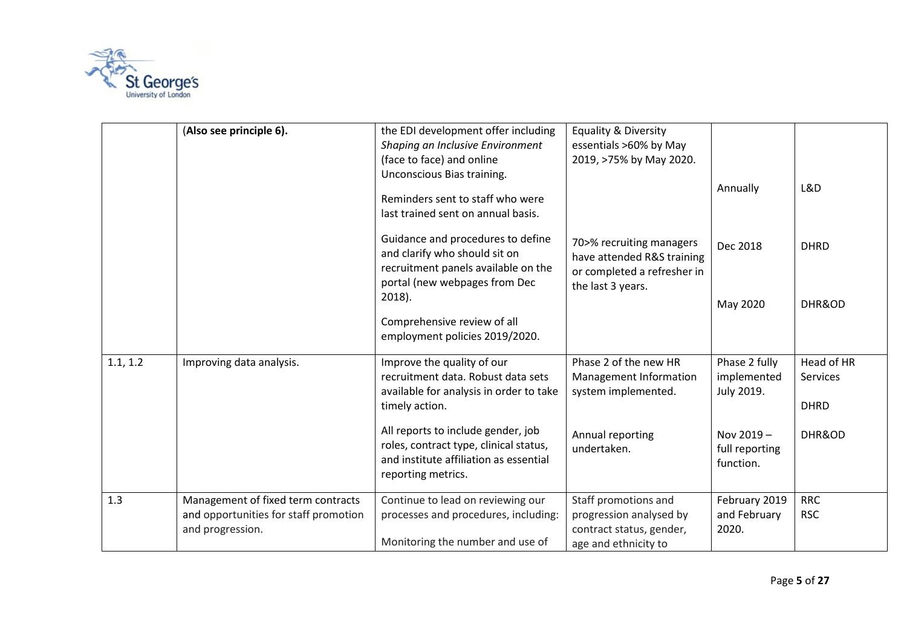| | | | | | |
|---|---|---|---|---|---|
| | (**Also see principle 6).** | the EDI development offer including *Shaping an Inclusive Environment* (face to face) and online Unconscious Bias training.<br><br>Reminders sent to staff who were last trained sent on annual basis.<br><br>Guidance and procedures to define and clarify who should sit on recruitment panels available on the portal (new webpages from Dec 2018).<br><br>Comprehensive review of all employment policies 2019/2020. | Equality & Diversity essentials >60% by May 2019, >75% by May 2020.<br><br>70>% recruiting managers have attended R&S training or completed a refresher in the last 3 years. | Annually<br><br>Dec 2018<br><br>May 2020 | L&D<br><br>DHRD<br><br>DHR&OD |
| 1.1, 1.2 | Improving data analysis. | Improve the quality of our recruitment data. Robust data sets available for analysis in order to take timely action.<br><br>All reports to include gender, job roles, contract type, clinical status, and institute affiliation as essential reporting metrics. | Phase 2 of the new HR Management Information system implemented.<br><br>Annual reporting undertaken. | Phase 2 fully implemented July 2019.<br><br>Nov 2019 – full reporting function. | Head of HR Services<br><br>DHRD<br><br>DHR&OD |
| 1.3 | Management of fixed term contracts and opportunities for staff promotion and progression. | Continue to lead on reviewing our processes and procedures, including:<br><br>Monitoring the number and use of | Staff promotions and progression analysed by contract status, gender, age and ethnicity to | February 2019 and February 2020. | RRC<br>RSC |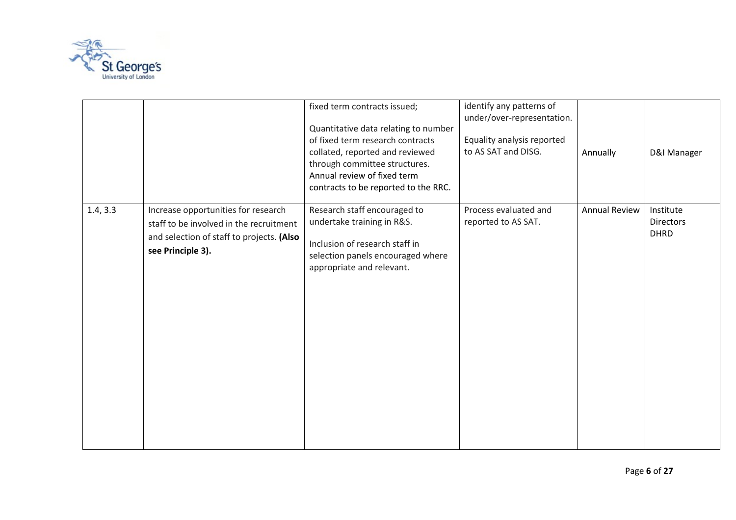| | | fixed term contracts issued;<br><br>Quantitative data relating to number of fixed term research contracts collated, reported and reviewed through committee structures. Annual review of fixed term contracts to be reported to the RRC. | identify any patterns of under/over-representation.<br><br>Equality analysis reported to AS SAT and DISG. | Annually | D&I Manager |
|---|---|---|---|---|---|
| 1.4, 3.3 | Increase opportunities for research staff to be involved in the recruitment and selection of staff to projects. **(Also see Principle 3).** | Research staff encouraged to undertake training in R&S.<br><br>Inclusion of research staff in selection panels encouraged where appropriate and relevant. | Process evaluated and reported to AS SAT. | Annual Review | Institute Directors DHRD |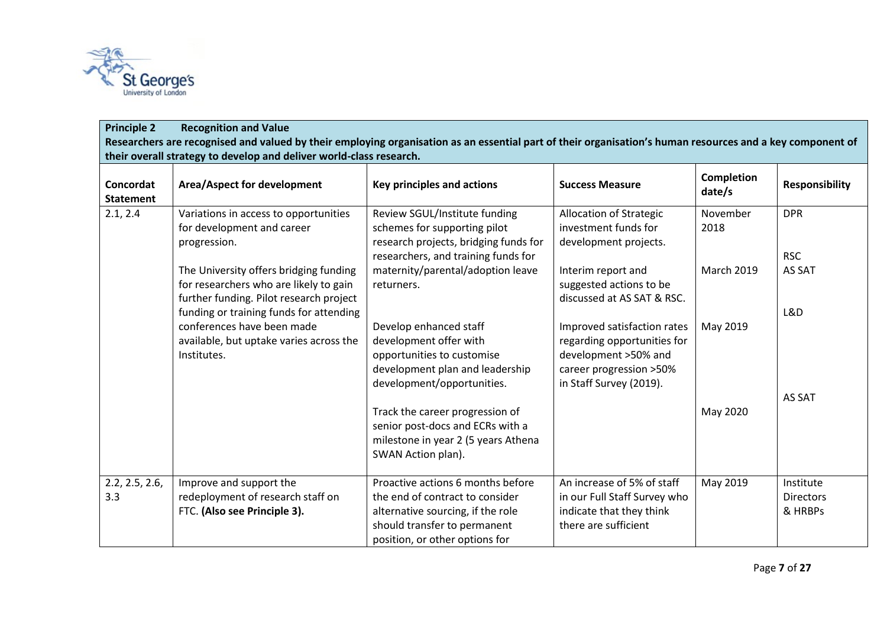**Principle 2 Recognition and Value**

**Researchers are recognised and valued by their employing organisation as an essential part of their organisation's human resources and a key component of their overall strategy to develop and deliver world-class research.**

| Concordat Statement | Area/Aspect for development | Key principles and actions | Success Measure | Completion date/s | Responsibility |
|---|---|---|---|---|---|
| 2.1, 2.4 | Variations in access to opportunities for development and career progression.<br><br>The University offers bridging funding for researchers who are likely to gain further funding. Pilot research project funding or training funds for attending conferences have been made available, but uptake varies across the Institutes. | Review SGUL/Institute funding schemes for supporting pilot research projects, bridging funds for researchers, and training funds for maternity/parental/adoption leave returners.<br><br>Develop enhanced staff development offer with opportunities to customise development plan and leadership development/opportunities.<br><br>Track the career progression of senior post-docs and ECRs with a milestone in year 2 (5 years Athena SWAN Action plan). | Allocation of Strategic investment funds for development projects.<br><br>Interim report and suggested actions to be discussed at AS SAT & RSC.<br><br>Improved satisfaction rates regarding opportunities for development >50% and career progression >50% in Staff Survey (2019). | November 2018<br><br>March 2019<br><br>May 2019<br><br>May 2020 | DPR<br><br>RSC<br>AS SAT<br><br>L&D<br><br>AS SAT |
| 2.2, 2.5, 2.6, 3.3 | Improve and support the redeployment of research staff on FTC. **(Also see Principle 3).** | Proactive actions 6 months before the end of contract to consider alternative sourcing, if the role should transfer to permanent position, or other options for | An increase of 5% of staff in our Full Staff Survey who indicate that they think there are sufficient | May 2019 | Institute Directors & HRBPs |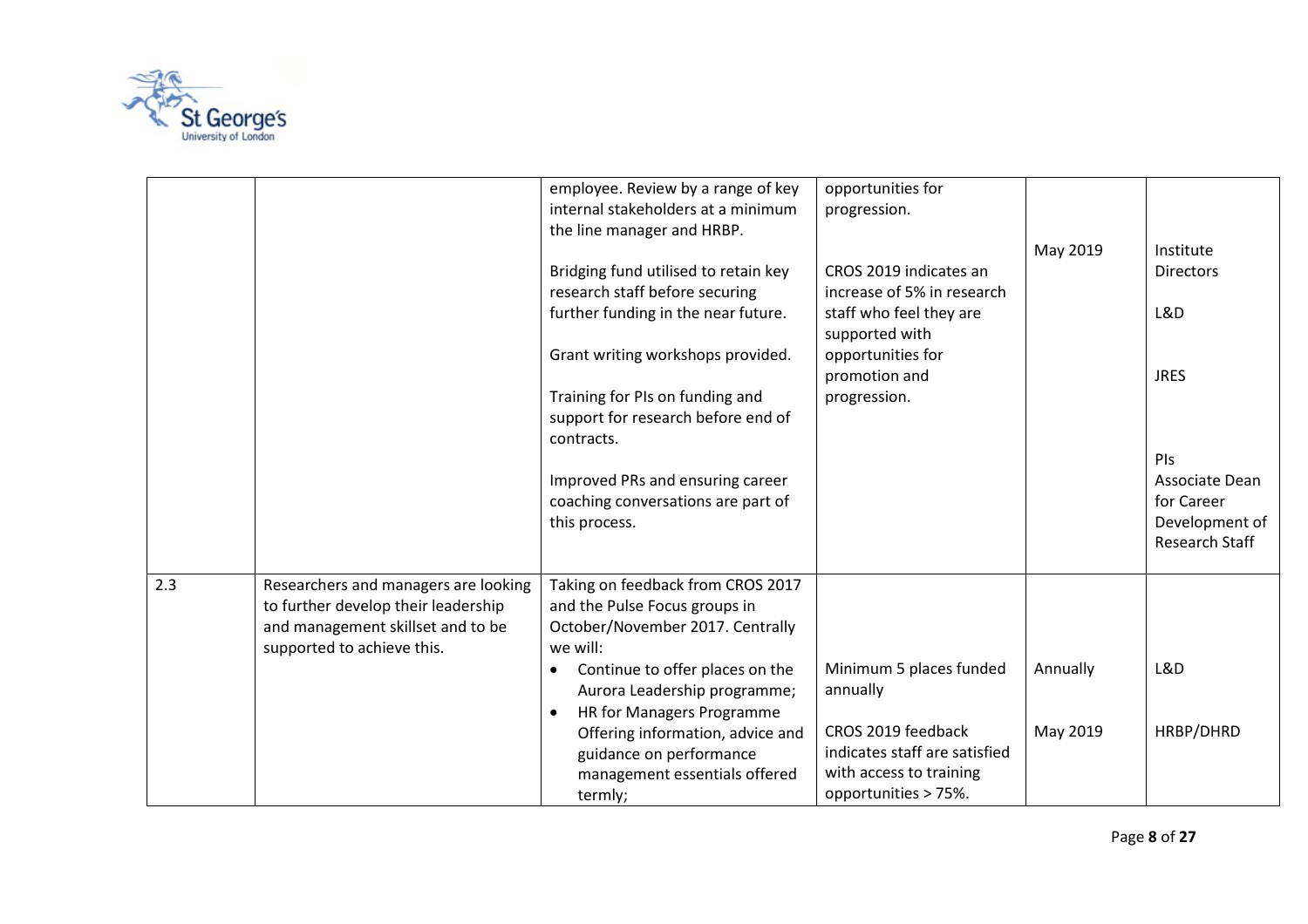|  |  |  |  |  |  |
|---|---|---|---|---|---|
|  |  | employee. Review by a range of key internal stakeholders at a minimum the line manager and HRBP.<br><br>Bridging fund utilised to retain key research staff before securing further funding in the near future.<br><br>Grant writing workshops provided.<br><br>Training for PIs on funding and support for research before end of contracts.<br><br>Improved PRs and ensuring career coaching conversations are part of this process. | opportunities for progression.<br><br>CROS 2019 indicates an increase of 5% in research staff who feel they are supported with opportunities for promotion and progression. | May 2019 | Institute Directors<br><br>L&D<br><br>JRES<br><br>PIs<br>Associate Dean for Career Development of Research Staff |
| 2.3 | Researchers and managers are looking to further develop their leadership and management skillset and to be supported to achieve this. | Taking on feedback from CROS 2017 and the Pulse Focus groups in October/November 2017. Centrally we will:<br>• Continue to offer places on the Aurora Leadership programme;<br>• HR for Managers Programme Offering information, advice and guidance on performance management essentials offered termly; | Minimum 5 places funded annually<br><br>CROS 2019 feedback indicates staff are satisfied with access to training opportunities > 75%. | Annually<br><br>May 2019 | L&D<br><br>HRBP/DHRD |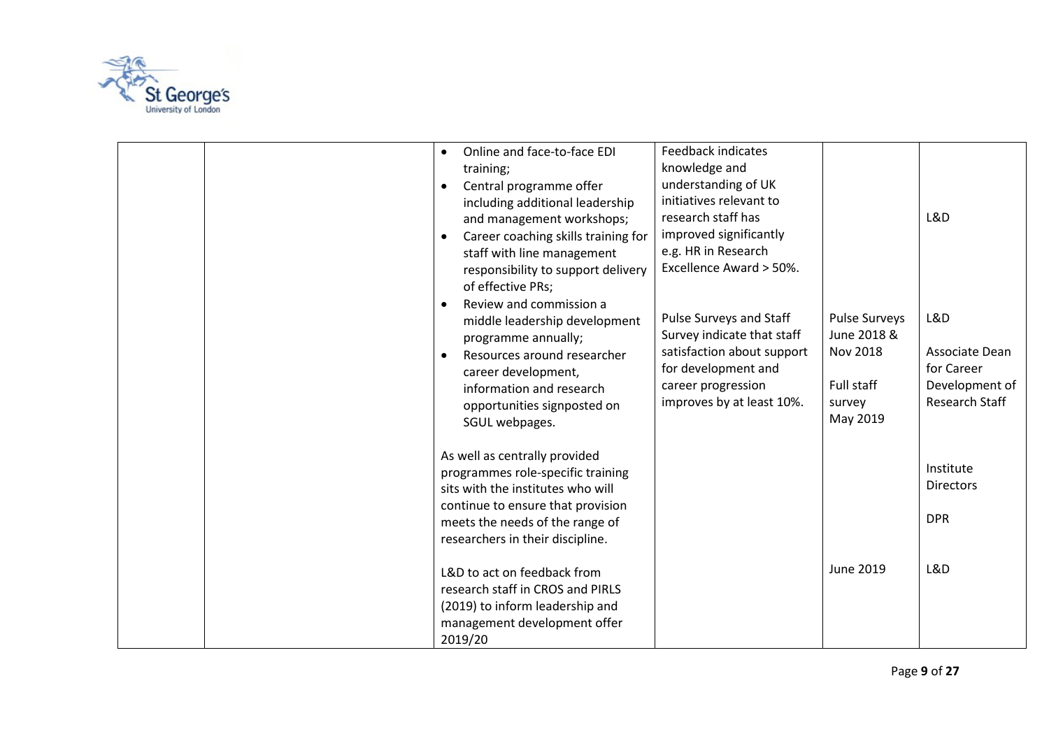| | | | | | |
|---|---|---|---|---|---|
| | | <ul><li>Online and face-to-face EDI training;</li><li>Central programme offer including additional leadership and management workshops;</li><li>Career coaching skills training for staff with line management responsibility to support delivery of effective PRs;</li><li>Review and commission a middle leadership development programme annually;</li><li>Resources around researcher career development, information and research opportunities signposted on SGUL webpages.</li></ul> | Feedback indicates knowledge and understanding of UK initiatives relevant to research staff has improved significantly e.g. HR in Research Excellence Award > 50%.<br><br>Pulse Surveys and Staff Survey indicate that staff satisfaction about support for development and career progression improves by at least 10%. | Pulse Surveys June 2018 & Nov 2018<br><br>Full staff survey May 2019 | L&D<br><br>L&D<br><br>Associate Dean for Career Development of Research Staff |
| | | As well as centrally provided programmes role-specific training sits with the institutes who will continue to ensure that provision meets the needs of the range of researchers in their discipline. | | | Institute Directors<br><br>DPR |
| | | L&D to act on feedback from research staff in CROS and PIRLS (2019) to inform leadership and management development offer 2019/20 | | June 2019 | L&D |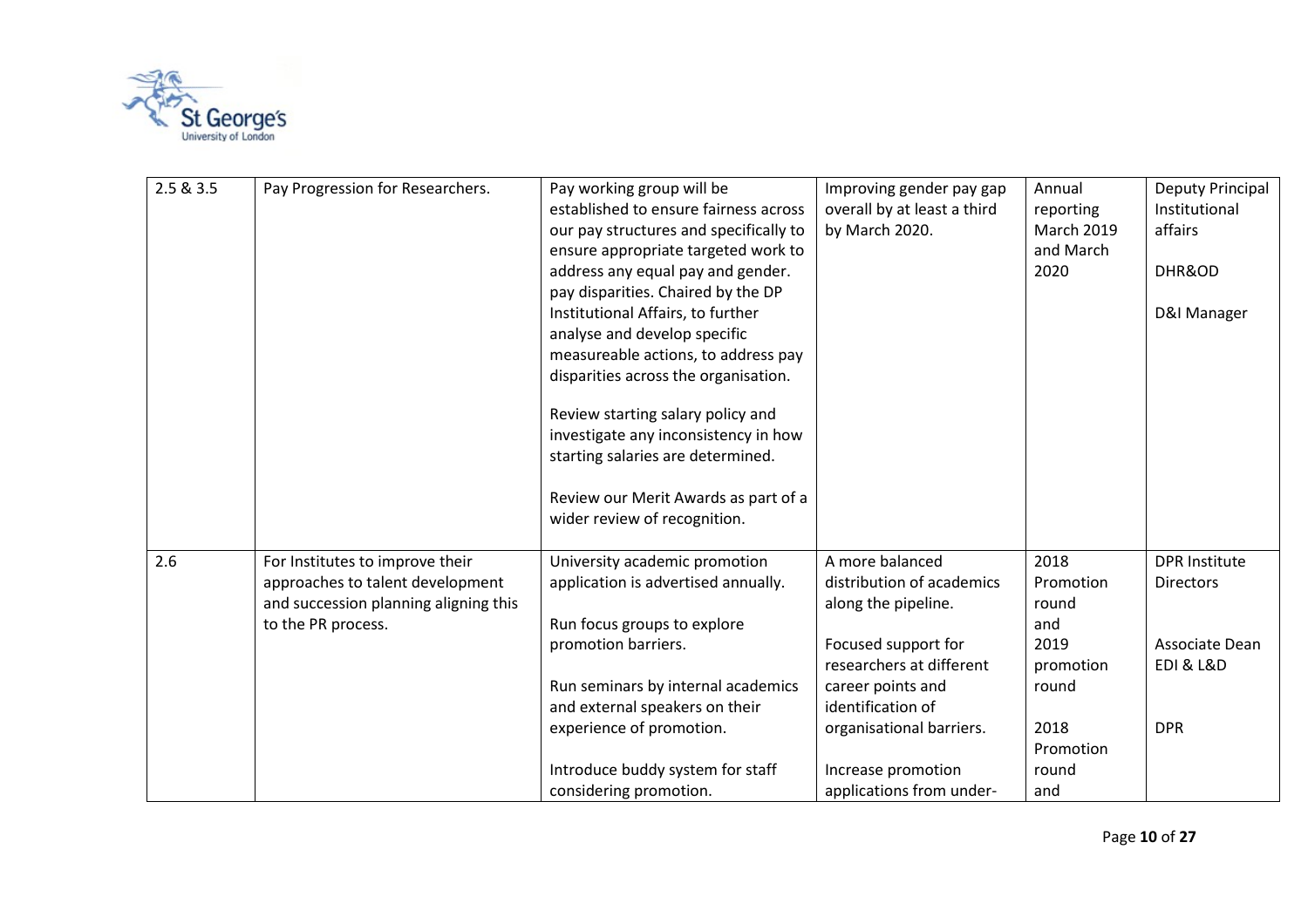| 2.5 & 3.5 | Pay Progression for Researchers. | Pay working group will be established to ensure fairness across our pay structures and specifically to ensure appropriate targeted work to address any equal pay and gender. pay disparities. Chaired by the DP Institutional Affairs, to further analyse and develop specific measureable actions, to address pay disparities across the organisation.<br><br>Review starting salary policy and investigate any inconsistency in how starting salaries are determined.<br><br>Review our Merit Awards as part of a wider review of recognition. | Improving gender pay gap overall by at least a third by March 2020. | Annual reporting March 2019 and March 2020 | Deputy Principal Institutional affairs<br><br>DHR&OD<br><br>D&I Manager |
|---|---|---|---|---|---|
| 2.6 | For Institutes to improve their approaches to talent development and succession planning aligning this to the PR process. | University academic promotion application is advertised annually.<br><br>Run focus groups to explore promotion barriers.<br><br>Run seminars by internal academics and external speakers on their experience of promotion.<br><br>Introduce buddy system for staff considering promotion. | A more balanced distribution of academics along the pipeline.<br><br>Focused support for researchers at different career points and identification of organisational barriers.<br><br>Increase promotion applications from under- | 2018 Promotion round and 2019 promotion round<br><br>2018 Promotion round and | DPR Institute Directors<br><br>Associate Dean EDI & L&D<br><br>DPR |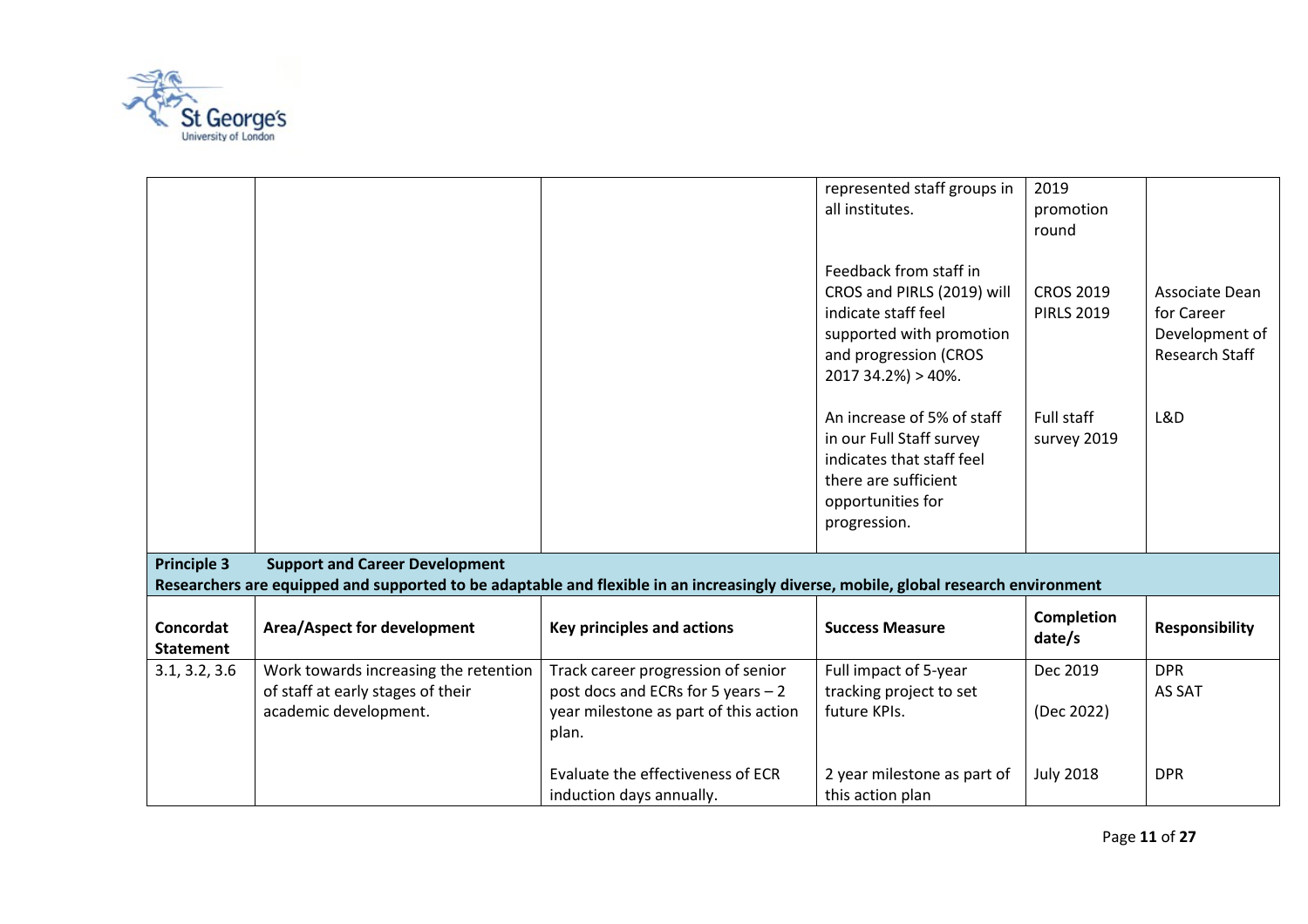| | | | Success Measure | Completion date/s | Responsibility |
|---|---|---|---|---|---|
| | | | represented staff groups in all institutes. | 2019 promotion round | |
| | | | Feedback from staff in CROS and PIRLS (2019) will indicate staff feel supported with promotion and progression (CROS 2017 34.2%) > 40%. | CROS 2019 PIRLS 2019 | Associate Dean for Career Development of Research Staff |
| | | | An increase of 5% of staff in our Full Staff survey indicates that staff feel there are sufficient opportunities for progression. | Full staff survey 2019 | L&D |

**Principle 3 Support and Career Development**

**Researchers are equipped and supported to be adaptable and flexible in an increasingly diverse, mobile, global research environment**

| Concordat Statement | Area/Aspect for development | Key principles and actions | Success Measure | Completion date/s | Responsibility |
|---|---|---|---|---|---|
| 3.1, 3.2, 3.6 | Work towards increasing the retention of staff at early stages of their academic development. | Track career progression of senior post docs and ECRs for 5 years – 2 year milestone as part of this action plan. | Full impact of 5-year tracking project to set future KPIs. | Dec 2019<br><br>(Dec 2022) | DPR<br>AS SAT |
| | | Evaluate the effectiveness of ECR induction days annually. | 2 year milestone as part of this action plan | July 2018 | DPR |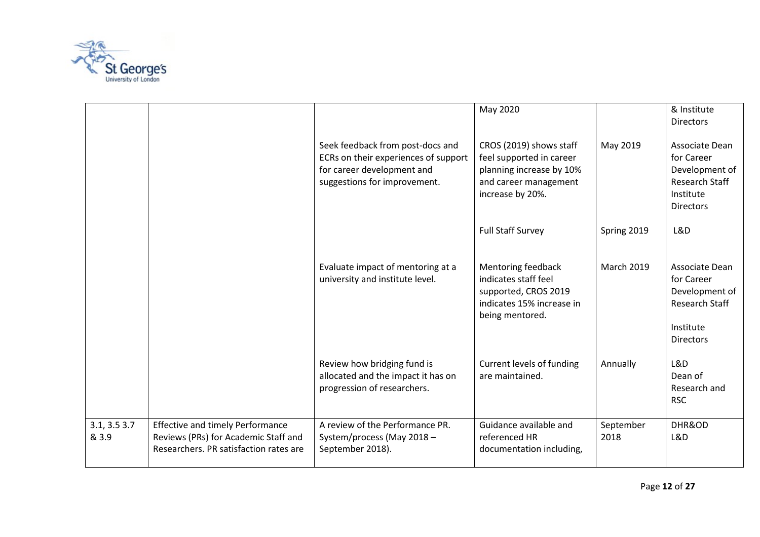| | | | May 2020 | | & Institute Directors |
|---|---|---|---|---|---|
| | | Seek feedback from post-docs and ECRs on their experiences of support for career development and suggestions for improvement. | CROS (2019) shows staff feel supported in career planning increase by 10% and career management increase by 20%. | May 2019 | Associate Dean for Career Development of Research Staff Institute Directors |
| | | | Full Staff Survey | Spring 2019 | L&D |
| | | Evaluate impact of mentoring at a university and institute level. | Mentoring feedback indicates staff feel supported, CROS 2019 indicates 15% increase in being mentored. | March 2019 | Associate Dean for Career Development of Research Staff<br><br>Institute Directors |
| | | Review how bridging fund is allocated and the impact it has on progression of researchers. | Current levels of funding are maintained. | Annually | L&D<br>Dean of Research and RSC |
| 3.1, 3.5 3.7 & 3.9 | Effective and timely Performance Reviews (PRs) for Academic Staff and Researchers. PR satisfaction rates are | A review of the Performance PR. System/process (May 2018 – September 2018). | Guidance available and referenced HR documentation including, | September 2018 | DHR&OD<br>L&D |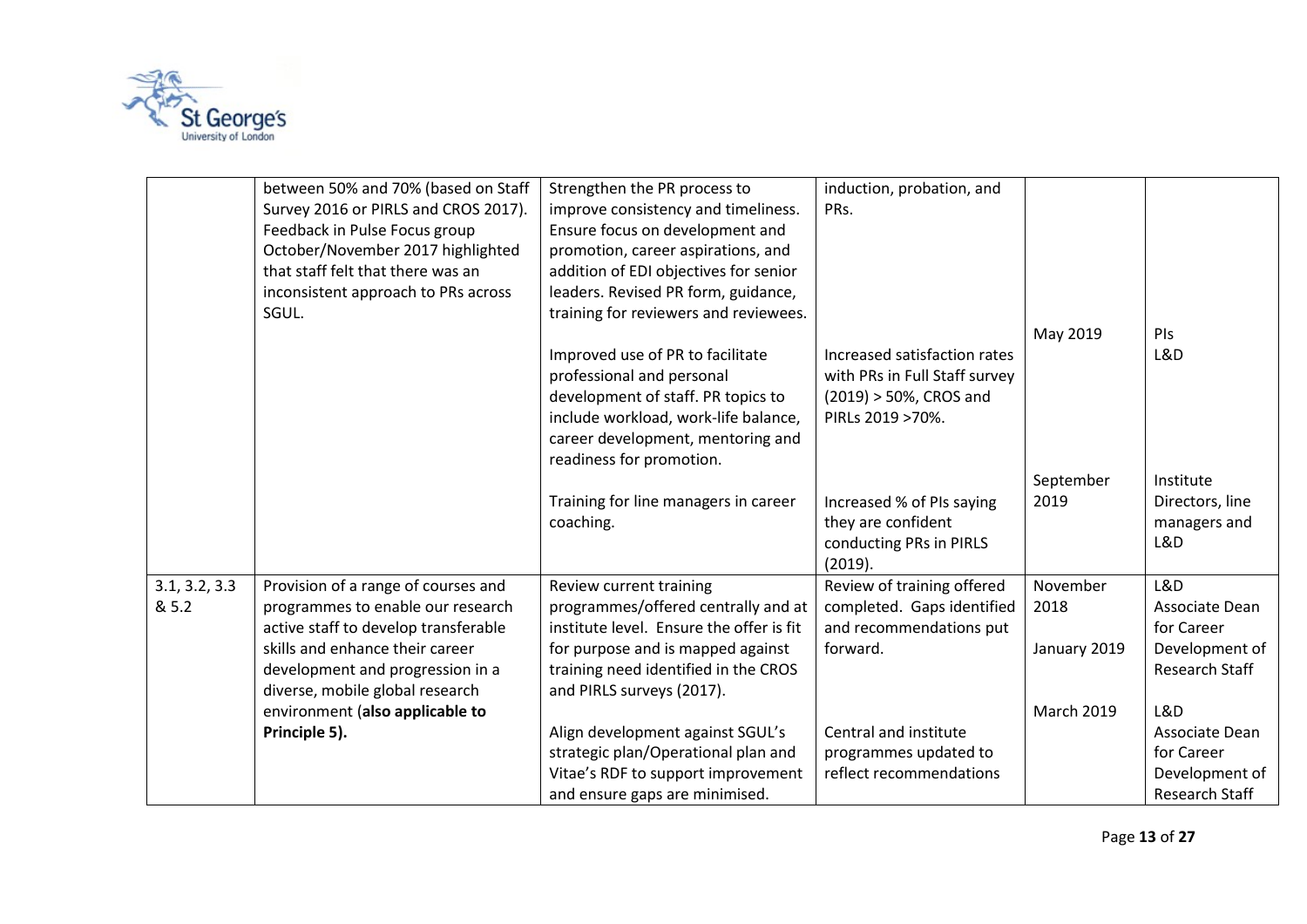|  | between 50% and 70% (based on Staff Survey 2016 or PIRLS and CROS 2017). Feedback in Pulse Focus group October/November 2017 highlighted that staff felt that there was an inconsistent approach to PRs across SGUL. | Strengthen the PR process to improve consistency and timeliness. Ensure focus on development and promotion, career aspirations, and addition of EDI objectives for senior leaders. Revised PR form, guidance, training for reviewers and reviewees. | induction, probation, and PRs. |  |  |
|---|---|---|---|---|---|
|  |  | Improved use of PR to facilitate professional and personal development of staff. PR topics to include workload, work-life balance, career development, mentoring and readiness for promotion. | Increased satisfaction rates with PRs in Full Staff survey (2019) > 50%, CROS and PIRLs 2019 >70%. | May 2019 | PIs<br>L&D |
|  |  | Training for line managers in career coaching. | Increased % of PIs saying they are confident conducting PRs in PIRLS (2019). | September 2019 | Institute Directors, line managers and L&D |
| 3.1, 3.2, 3.3 & 5.2 | Provision of a range of courses and programmes to enable our research active staff to develop transferable skills and enhance their career development and progression in a diverse, mobile global research environment (**also applicable to Principle 5).** | Review current training programmes/offered centrally and at institute level. Ensure the offer is fit for purpose and is mapped against training need identified in the CROS and PIRLS surveys (2017). | Review of training offered completed. Gaps identified and recommendations put forward. | November 2018<br><br>January 2019 | L&D<br>Associate Dean for Career Development of Research Staff |
|  |  | Align development against SGUL's strategic plan/Operational plan and Vitae's RDF to support improvement and ensure gaps are minimised. | Central and institute programmes updated to reflect recommendations | March 2019 | L&D<br>Associate Dean for Career Development of Research Staff |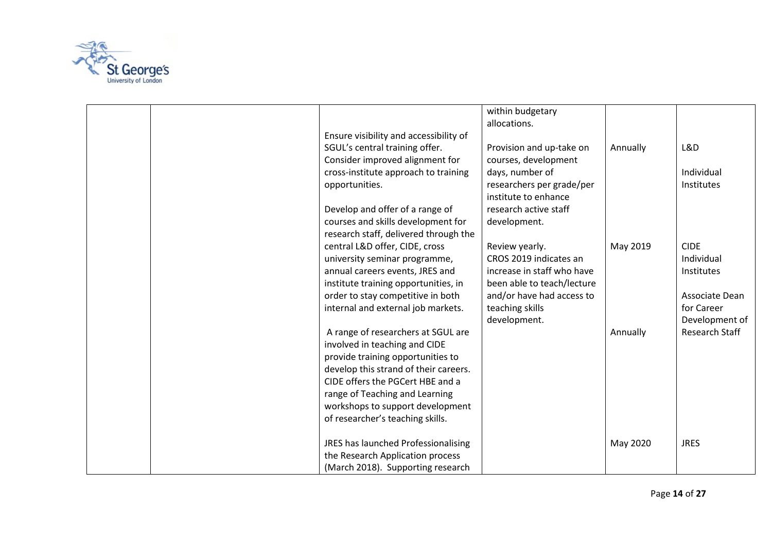| | | | | | |
|---|---|---|---|---|---|
| | | Ensure visibility and accessibility of SGUL's central training offer. Consider improved alignment for cross-institute approach to training opportunities.<br><br>Develop and offer of a range of courses and skills development for research staff, delivered through the central L&D offer, CIDE, cross university seminar programme, annual careers events, JRES and institute training opportunities, in order to stay competitive in both internal and external job markets.<br><br>A range of researchers at SGUL are involved in teaching and CIDE provide training opportunities to develop this strand of their careers. CIDE offers the PGCert HBE and a range of Teaching and Learning workshops to support development of researcher's teaching skills.<br><br>JRES has launched Professionalising the Research Application process (March 2018). Supporting research | within budgetary allocations.<br><br>Provision and up-take on courses, development days, number of researchers per grade/per institute to enhance research active staff development.<br><br>Review yearly.<br>CROS 2019 indicates an increase in staff who have been able to teach/lecture and/or have had access to teaching skills development. | Annually<br><br>May 2019<br><br>Annually<br><br>May 2020 | L&D<br><br>Individual Institutes<br><br>CIDE<br>Individual Institutes<br><br>Associate Dean for Career Development of Research Staff<br><br>JRES |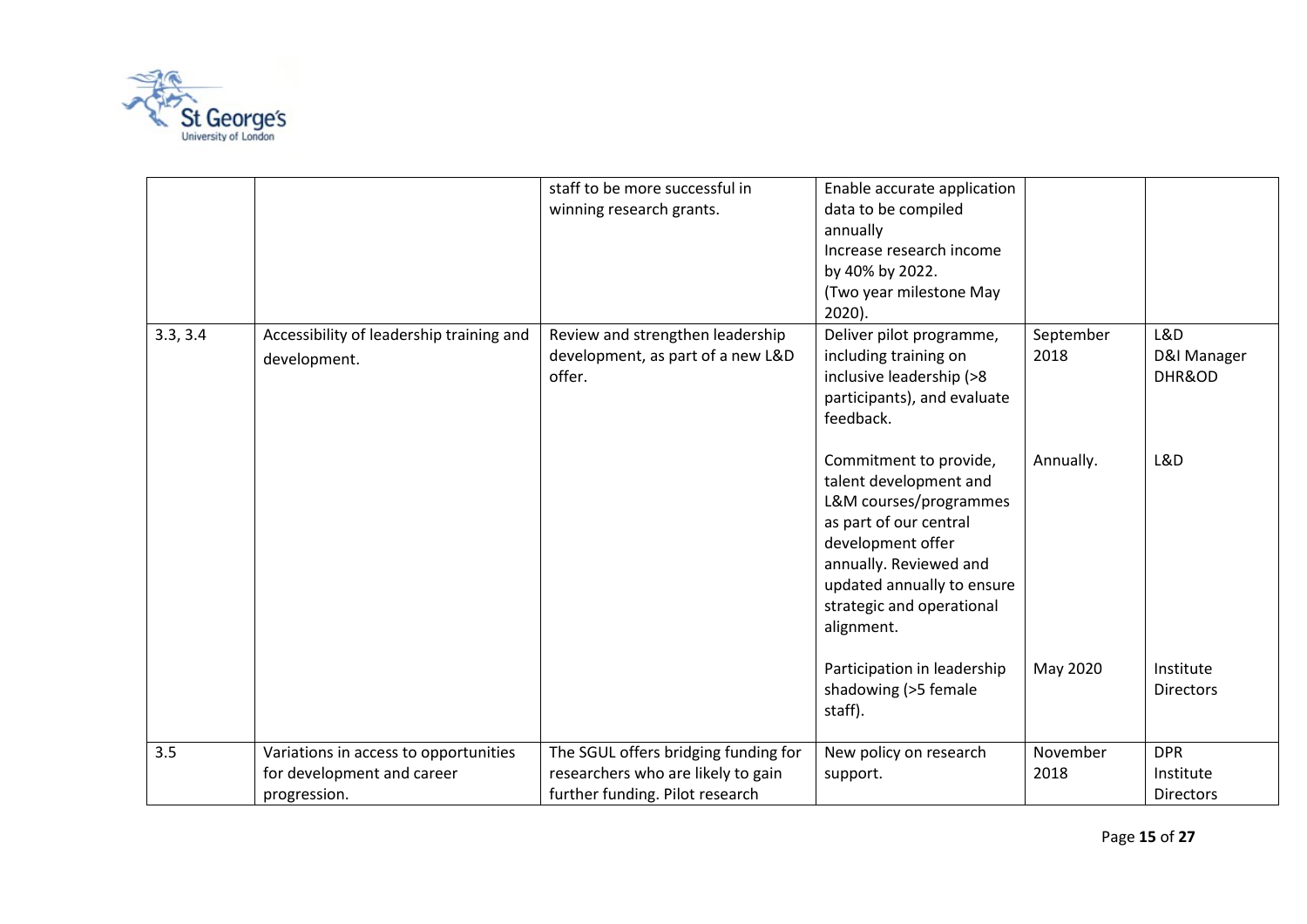| | | | | | |
|---|---|---|---|---|---|
| | | staff to be more successful in winning research grants. | Enable accurate application data to be compiled annually<br>Increase research income by 40% by 2022.<br>(Two year milestone May 2020). | | |
| 3.3, 3.4 | Accessibility of leadership training and development. | Review and strengthen leadership development, as part of a new L&D offer. | Deliver pilot programme, including training on inclusive leadership (>8 participants), and evaluate feedback. | September 2018 | L&D<br>D&I Manager<br>DHR&OD |
| | | | Commitment to provide, talent development and L&M courses/programmes as part of our central development offer annually. Reviewed and updated annually to ensure strategic and operational alignment. | Annually. | L&D |
| | | | Participation in leadership shadowing (>5 female staff). | May 2020 | Institute Directors |
| 3.5 | Variations in access to opportunities for development and career progression. | The SGUL offers bridging funding for researchers who are likely to gain further funding. Pilot research | New policy on research support. | November 2018 | DPR<br>Institute Directors |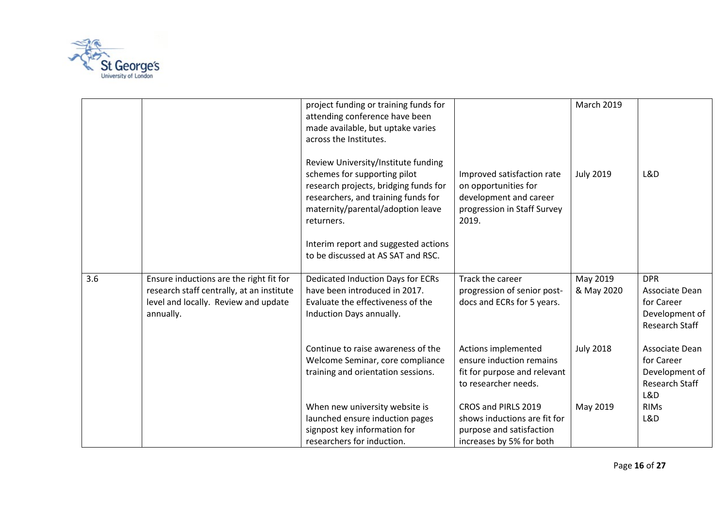| | | | | | |
|---|---|---|---|---|---|
| | | project funding or training funds for attending conference have been made available, but uptake varies across the Institutes. | | March 2019 | |
| | | Review University/Institute funding schemes for supporting pilot research projects, bridging funds for researchers, and training funds for maternity/parental/adoption leave returners.<br><br>Interim report and suggested actions to be discussed at AS SAT and RSC. | Improved satisfaction rate on opportunities for development and career progression in Staff Survey 2019. | July 2019 | L&D |
| 3.6 | Ensure inductions are the right fit for research staff centrally, at an institute level and locally. Review and update annually. | Dedicated Induction Days for ECRs have been introduced in 2017. Evaluate the effectiveness of the Induction Days annually. | Track the career progression of senior post-docs and ECRs for 5 years. | May 2019 & May 2020 | DPR<br>Associate Dean for Career Development of Research Staff |
| | | Continue to raise awareness of the Welcome Seminar, core compliance training and orientation sessions. | Actions implemented ensure induction remains fit for purpose and relevant to researcher needs. | July 2018 | Associate Dean for Career Development of Research Staff<br>L&D |
| | | When new university website is launched ensure induction pages signpost key information for researchers for induction. | CROS and PIRLS 2019 shows inductions are fit for purpose and satisfaction increases by 5% for both | May 2019 | RIMs<br>L&D |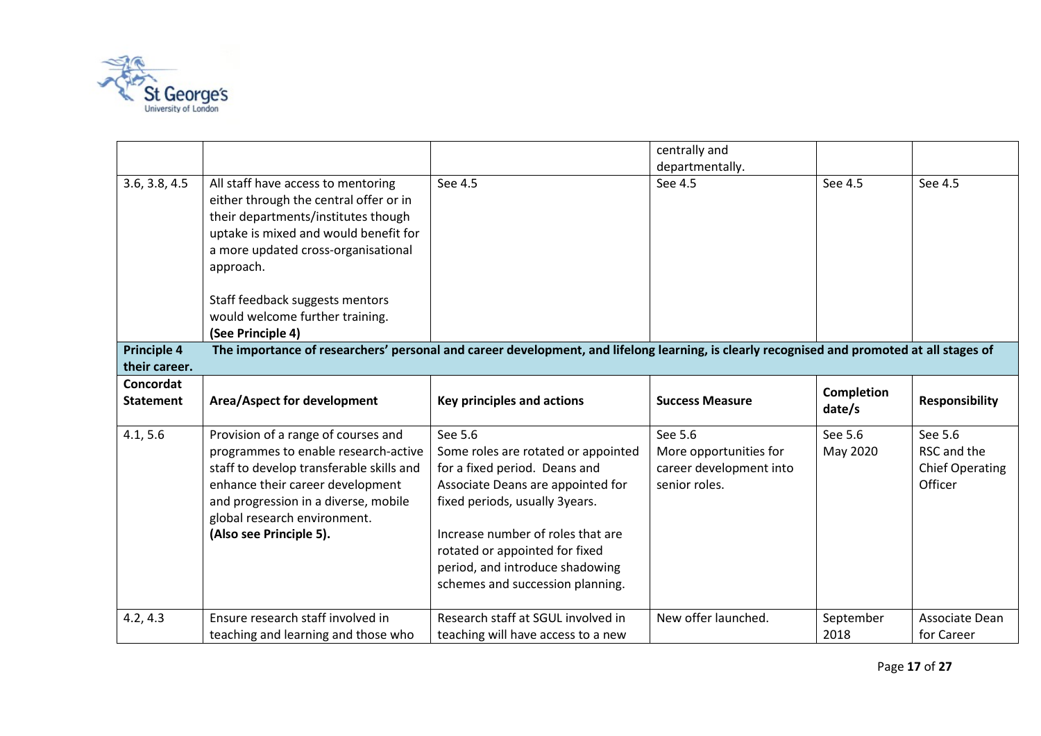| | | | centrally and departmentally. | | |
|---|---|---|---|---|---|
| 3.6, 3.8, 4.5 | All staff have access to mentoring either through the central offer or in their departments/institutes though uptake is mixed and would benefit for a more updated cross-organisational approach.<br><br>Staff feedback suggests mentors would welcome further training.<br>**(See Principle 4)** | See 4.5 | See 4.5 | See 4.5 | See 4.5 |
| **Principle 4** | **The importance of researchers' personal and career development, and lifelong learning, is clearly recognised and promoted at all stages of their career.** | | | | |
| **Concordat Statement** | **Area/Aspect for development** | **Key principles and actions** | **Success Measure** | **Completion date/s** | **Responsibility** |
| 4.1, 5.6 | Provision of a range of courses and programmes to enable research-active staff to develop transferable skills and enhance their career development and progression in a diverse, mobile global research environment.<br>**(Also see Principle 5).** | See 5.6<br>Some roles are rotated or appointed for a fixed period. Deans and Associate Deans are appointed for fixed periods, usually 3years.<br><br>Increase number of roles that are rotated or appointed for fixed period, and introduce shadowing schemes and succession planning. | See 5.6<br>More opportunities for career development into senior roles. | See 5.6<br>May 2020 | See 5.6<br>RSC and the Chief Operating Officer |
| 4.2, 4.3 | Ensure research staff involved in teaching and learning and those who | Research staff at SGUL involved in teaching will have access to a new | New offer launched. | September 2018 | Associate Dean for Career |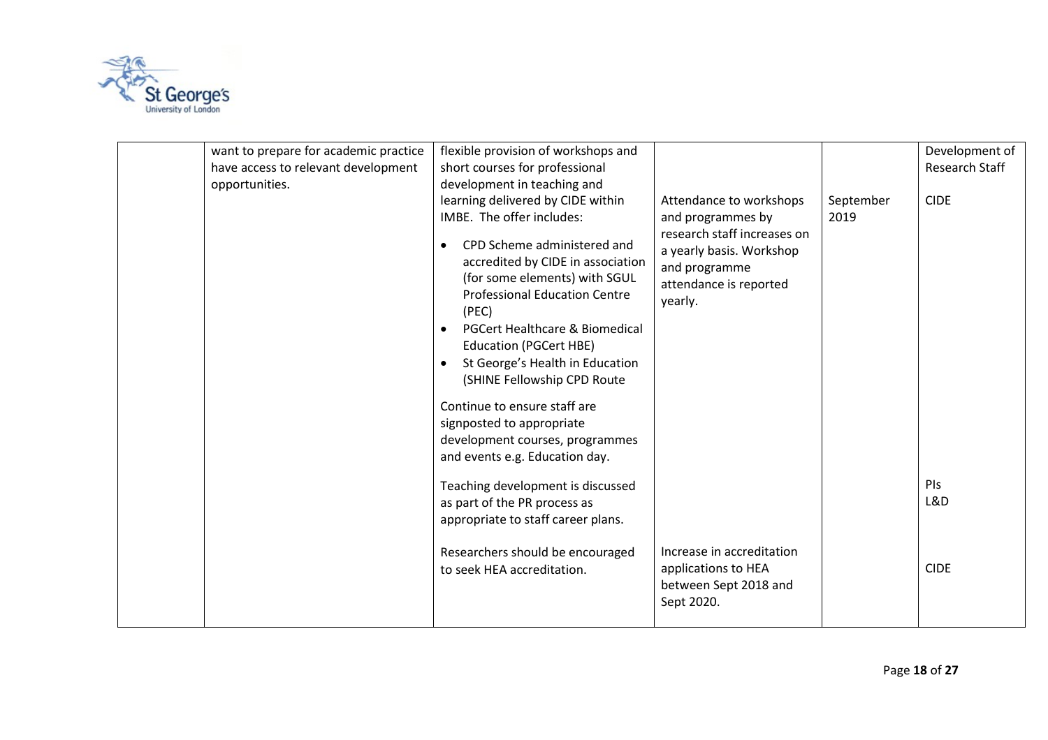| | | | | | |
|---|---|---|---|---|---|
| | want to prepare for academic practice have access to relevant development opportunities. | flexible provision of workshops and short courses for professional development in teaching and learning delivered by CIDE within IMBE. The offer includes:<br><br>• CPD Scheme administered and accredited by CIDE in association (for some elements) with SGUL Professional Education Centre (PEC)<br>• PGCert Healthcare & Biomedical Education (PGCert HBE)<br>• St George's Health in Education (SHINE Fellowship CPD Route<br><br>Continue to ensure staff are signposted to appropriate development courses, programmes and events e.g. Education day. | Attendance to workshops and programmes by research staff increases on a yearly basis. Workshop and programme attendance is reported yearly. | September 2019 | Development of Research Staff<br><br>CIDE |
| | | Teaching development is discussed as part of the PR process as appropriate to staff career plans. | | | PIs<br>L&D |
| | | Researchers should be encouraged to seek HEA accreditation. | Increase in accreditation applications to HEA between Sept 2018 and Sept 2020. | | CIDE |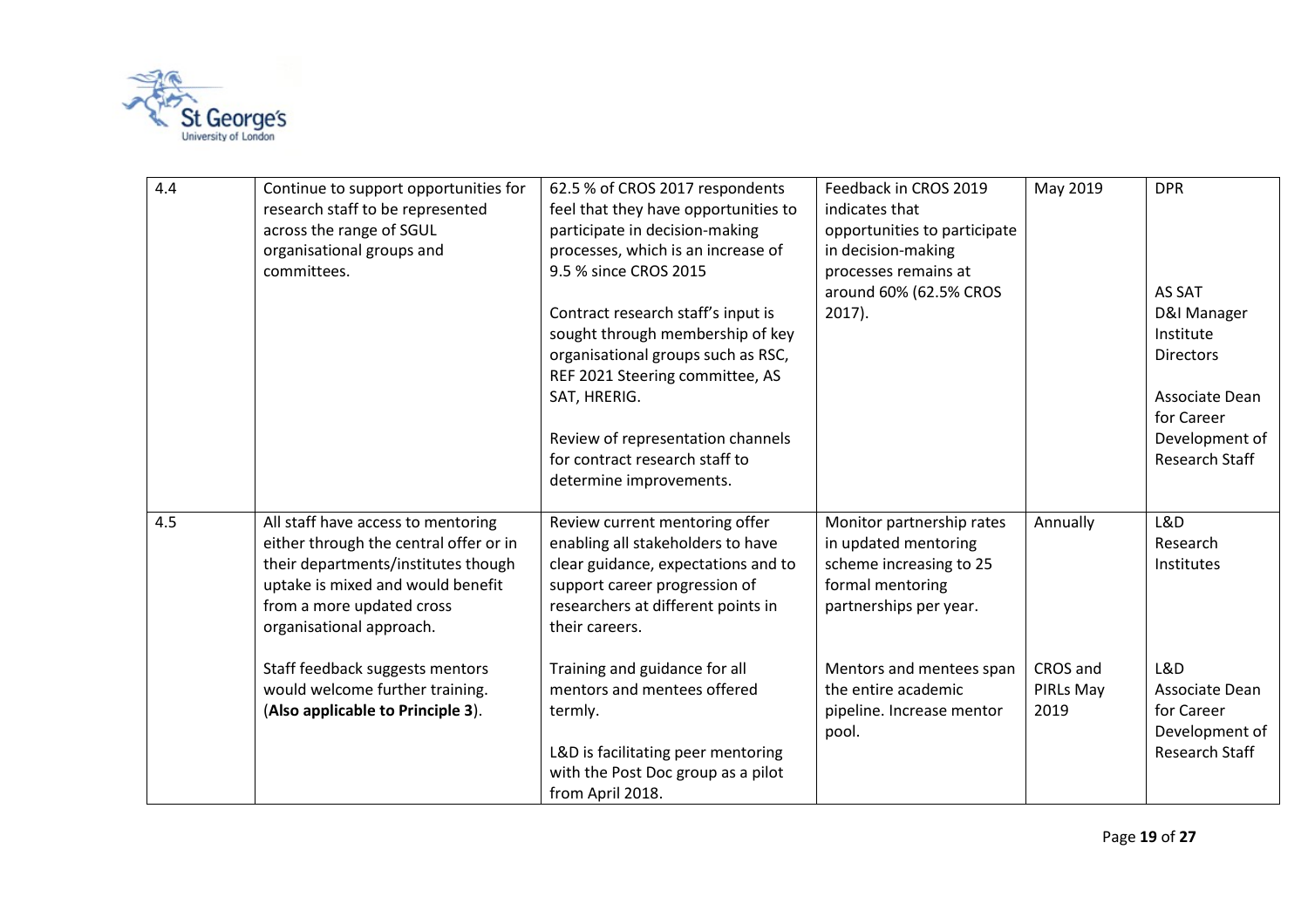| 4.4 | Continue to support opportunities for research staff to be represented across the range of SGUL organisational groups and committees. | 62.5 % of CROS 2017 respondents feel that they have opportunities to participate in decision-making processes, which is an increase of 9.5 % since CROS 2015<br><br>Contract research staff's input is sought through membership of key organisational groups such as RSC, REF 2021 Steering committee, AS SAT, HRERIG.<br><br>Review of representation channels for contract research staff to determine improvements. | Feedback in CROS 2019 indicates that opportunities to participate in decision-making processes remains at around 60% (62.5% CROS 2017). | May 2019 | DPR<br><br>AS SAT<br>D&I Manager<br>Institute Directors<br><br>Associate Dean for Career Development of Research Staff |
|---|---|---|---|---|---|
| 4.5 | All staff have access to mentoring either through the central offer or in their departments/institutes though uptake is mixed and would benefit from a more updated cross organisational approach.<br><br>Staff feedback suggests mentors would welcome further training. (**Also applicable to Principle 3**). | Review current mentoring offer enabling all stakeholders to have clear guidance, expectations and to support career progression of researchers at different points in their careers.<br><br>Training and guidance for all mentors and mentees offered termly.<br><br>L&D is facilitating peer mentoring with the Post Doc group as a pilot from April 2018. | Monitor partnership rates in updated mentoring scheme increasing to 25 formal mentoring partnerships per year.<br><br>Mentors and mentees span the entire academic pipeline. Increase mentor pool. | Annually<br><br>CROS and PIRLs May 2019 | L&D<br>Research Institutes<br><br>L&D<br>Associate Dean for Career Development of Research Staff |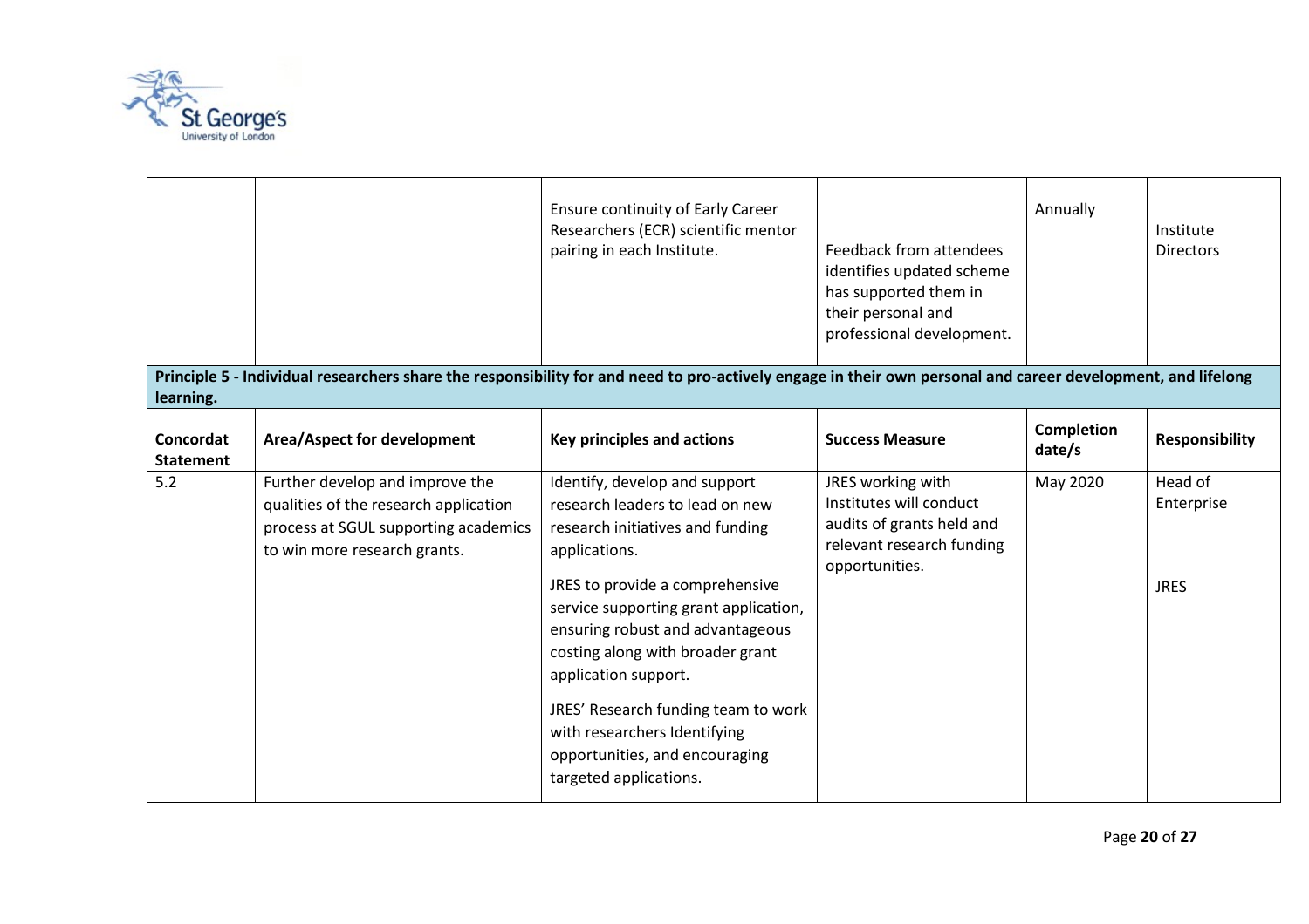| | | Ensure continuity of Early Career Researchers (ECR) scientific mentor pairing in each Institute. | Feedback from attendees identifies updated scheme has supported them in their personal and professional development. | Annually | Institute Directors |
|---|---|---|---|---|---|

**Principle 5 - Individual researchers share the responsibility for and need to pro-actively engage in their own personal and career development, and lifelong learning.**

| Concordat Statement | Area/Aspect for development | Key principles and actions | Success Measure | Completion date/s | Responsibility |
|---|---|---|---|---|---|
| 5.2 | Further develop and improve the qualities of the research application process at SGUL supporting academics to win more research grants. | Identify, develop and support research leaders to lead on new research initiatives and funding applications.<br><br>JRES to provide a comprehensive service supporting grant application, ensuring robust and advantageous costing along with broader grant application support.<br><br>JRES' Research funding team to work with researchers Identifying opportunities, and encouraging targeted applications. | JRES working with Institutes will conduct audits of grants held and relevant research funding opportunities. | May 2020 | Head of Enterprise<br><br>JRES |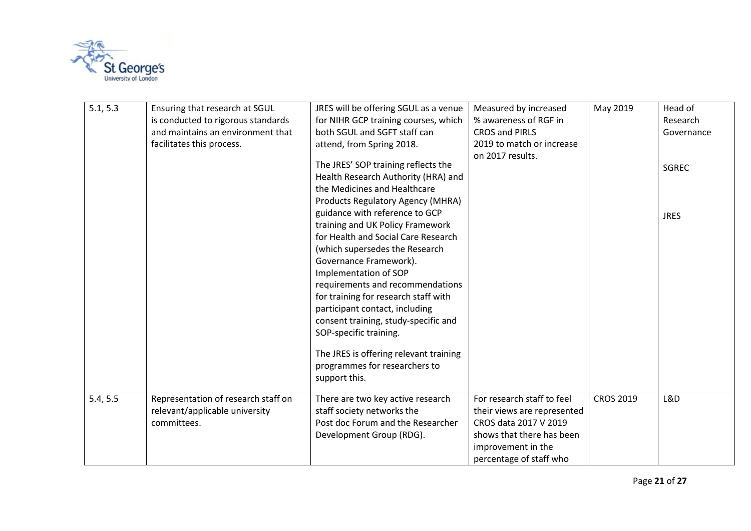| 5.1, 5.3 | Ensuring that research at SGUL is conducted to rigorous standards and maintains an environment that facilitates this process. | JRES will be offering SGUL as a venue for NIHR GCP training courses, which both SGUL and SGFT staff can attend, from Spring 2018.<br><br>The JRES' SOP training reflects the Health Research Authority (HRA) and the Medicines and Healthcare Products Regulatory Agency (MHRA) guidance with reference to GCP training and UK Policy Framework for Health and Social Care Research (which supersedes the Research Governance Framework). Implementation of SOP requirements and recommendations for training for research staff with participant contact, including consent training, study-specific and SOP-specific training.<br><br>The JRES is offering relevant training programmes for researchers to support this. | Measured by increased % awareness of RGF in CROS and PIRLS 2019 to match or increase on 2017 results. | May 2019 | Head of Research Governance<br><br>SGREC<br><br>JRES |
|---|---|---|---|---|---|
| 5.4, 5.5 | Representation of research staff on relevant/applicable university committees. | There are two key active research staff society networks the Post doc Forum and the Researcher Development Group (RDG). | For research staff to feel their views are represented CROS data 2017 V 2019 shows that there has been improvement in the percentage of staff who | CROS 2019 | L&D |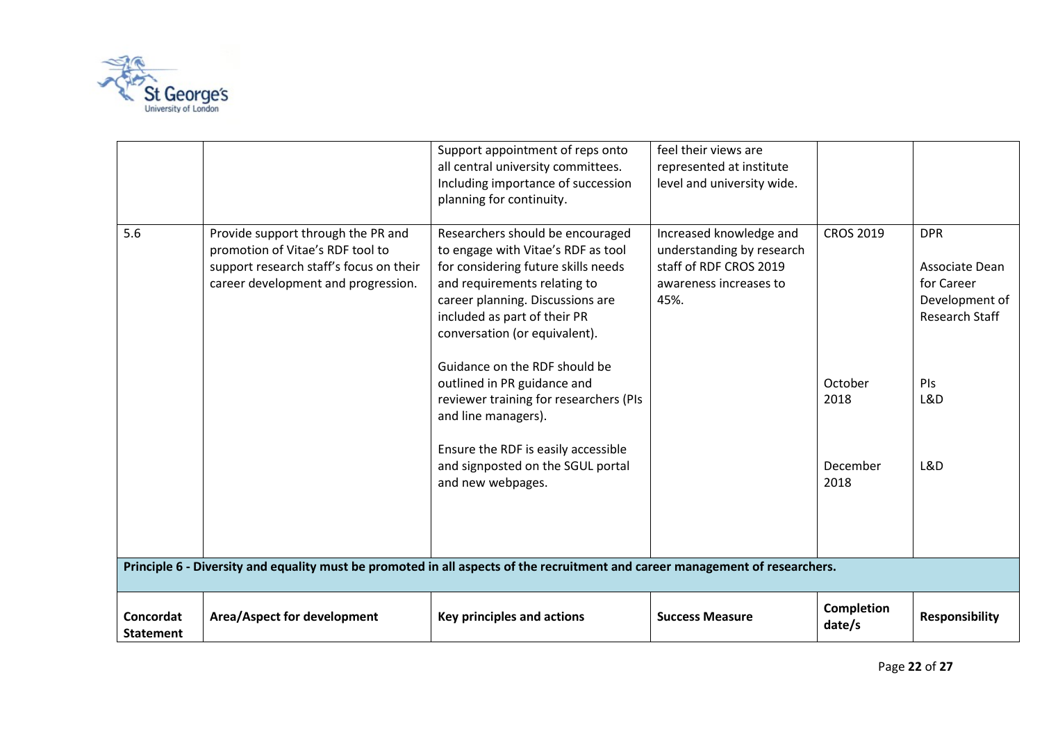| | | Support appointment of reps onto all central university committees. Including importance of succession planning for continuity. | feel their views are represented at institute level and university wide. | | |
|---|---|---|---|---|---|
| 5.6 | Provide support through the PR and promotion of Vitae's RDF tool to support research staff's focus on their career development and progression. | Researchers should be encouraged to engage with Vitae's RDF as tool for considering future skills needs and requirements relating to career planning. Discussions are included as part of their PR conversation (or equivalent).<br><br>Guidance on the RDF should be outlined in PR guidance and reviewer training for researchers (PIs and line managers).<br><br>Ensure the RDF is easily accessible and signposted on the SGUL portal and new webpages. | Increased knowledge and understanding by research staff of RDF CROS 2019 awareness increases to 45%. | CROS 2019<br><br>October 2018<br><br>December 2018 | DPR<br><br>Associate Dean for Career Development of Research Staff<br><br>PIs<br>L&D<br><br>L&D |
| **Principle 6 - Diversity and equality must be promoted in all aspects of the recruitment and career management of researchers.** | | | | | |
| **Concordat Statement** | **Area/Aspect for development** | **Key principles and actions** | **Success Measure** | **Completion date/s** | **Responsibility** |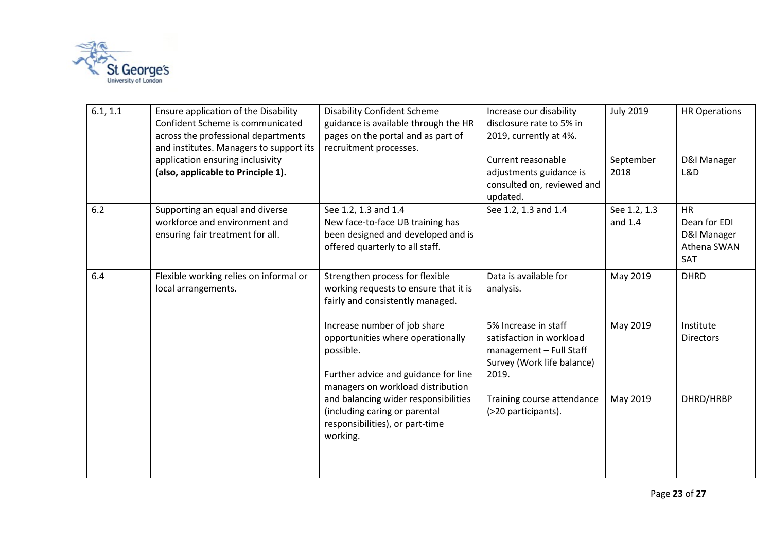| 6.1, 1.1 | Ensure application of the Disability Confident Scheme is communicated across the professional departments and institutes. Managers to support its application ensuring inclusivity **(also, applicable to Principle 1).** | Disability Confident Scheme guidance is available through the HR pages on the portal and as part of recruitment processes. | Increase our disability disclosure rate to 5% in 2019, currently at 4%.<br><br>Current reasonable adjustments guidance is consulted on, reviewed and updated. | July 2019<br><br>September 2018 | HR Operations<br><br>D&I Manager L&D |
|---|---|---|---|---|---|
| 6.2 | Supporting an equal and diverse workforce and environment and ensuring fair treatment for all. | See 1.2, 1.3 and 1.4<br>New face-to-face UB training has been designed and developed and is offered quarterly to all staff. | See 1.2, 1.3 and 1.4 | See 1.2, 1.3 and 1.4 | HR<br>Dean for EDI<br>D&I Manager<br>Athena SWAN SAT |
| 6.4 | Flexible working relies on informal or local arrangements. | Strengthen process for flexible working requests to ensure that it is fairly and consistently managed.<br><br>Increase number of job share opportunities where operationally possible.<br><br>Further advice and guidance for line managers on workload distribution and balancing wider responsibilities (including caring or parental responsibilities), or part-time working. | Data is available for analysis.<br><br>5% Increase in staff satisfaction in workload management – Full Staff Survey (Work life balance) 2019.<br><br>Training course attendance (>20 participants). | May 2019<br><br>May 2019<br><br>May 2019 | DHRD<br><br>Institute Directors<br><br>DHRD/HRBP |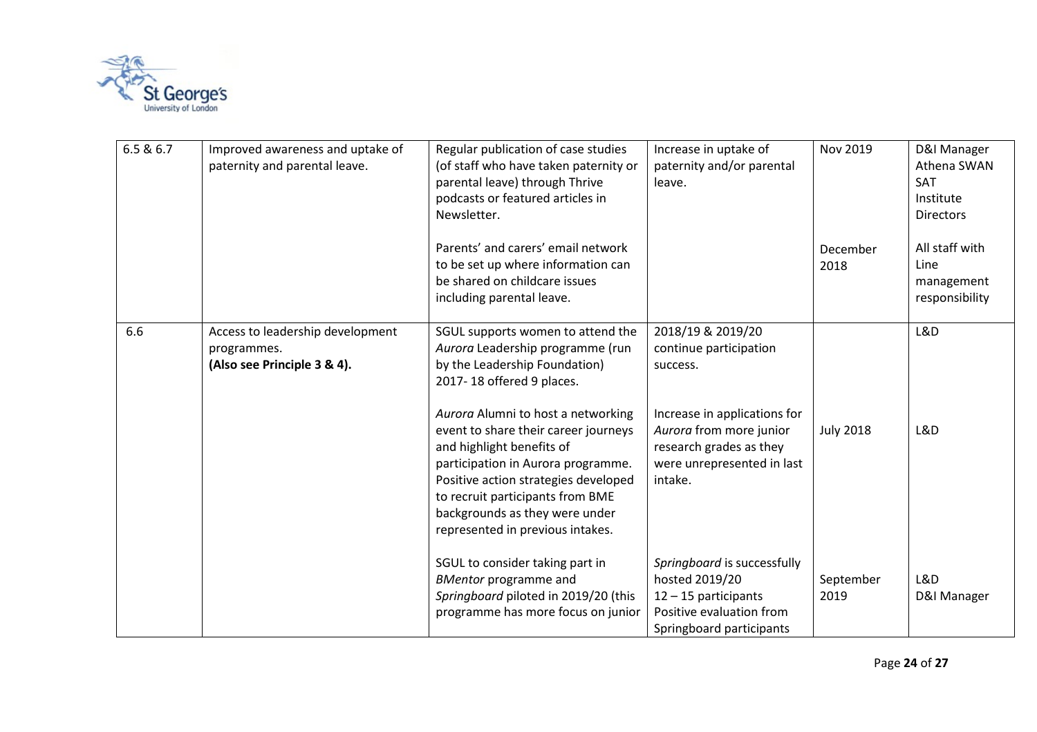| 6.5 & 6.7 | Improved awareness and uptake of paternity and parental leave. | Regular publication of case studies (of staff who have taken paternity or parental leave) through Thrive podcasts or featured articles in Newsletter. | Increase in uptake of paternity and/or parental leave. | Nov 2019 | D&I Manager Athena SWAN SAT Institute Directors |
|---|---|---|---|---|---|
| | | Parents' and carers' email network to be set up where information can be shared on childcare issues including parental leave. | | December 2018 | All staff with Line management responsibility |
| 6.6 | Access to leadership development programmes. **(Also see Principle 3 & 4).** | SGUL supports women to attend the *Aurora* Leadership programme (run by the Leadership Foundation) 2017- 18 offered 9 places. | 2018/19 & 2019/20 continue participation success. | | L&D |
| | | *Aurora* Alumni to host a networking event to share their career journeys and highlight benefits of participation in Aurora programme. Positive action strategies developed to recruit participants from BME backgrounds as they were under represented in previous intakes. | Increase in applications for *Aurora* from more junior research grades as they were unrepresented in last intake. | July 2018 | L&D |
| | | SGUL to consider taking part in *BMentor* programme and *Springboard* piloted in 2019/20 (this programme has more focus on junior | *Springboard* is successfully hosted 2019/20 12 – 15 participants Positive evaluation from Springboard participants | September 2019 | L&D D&I Manager |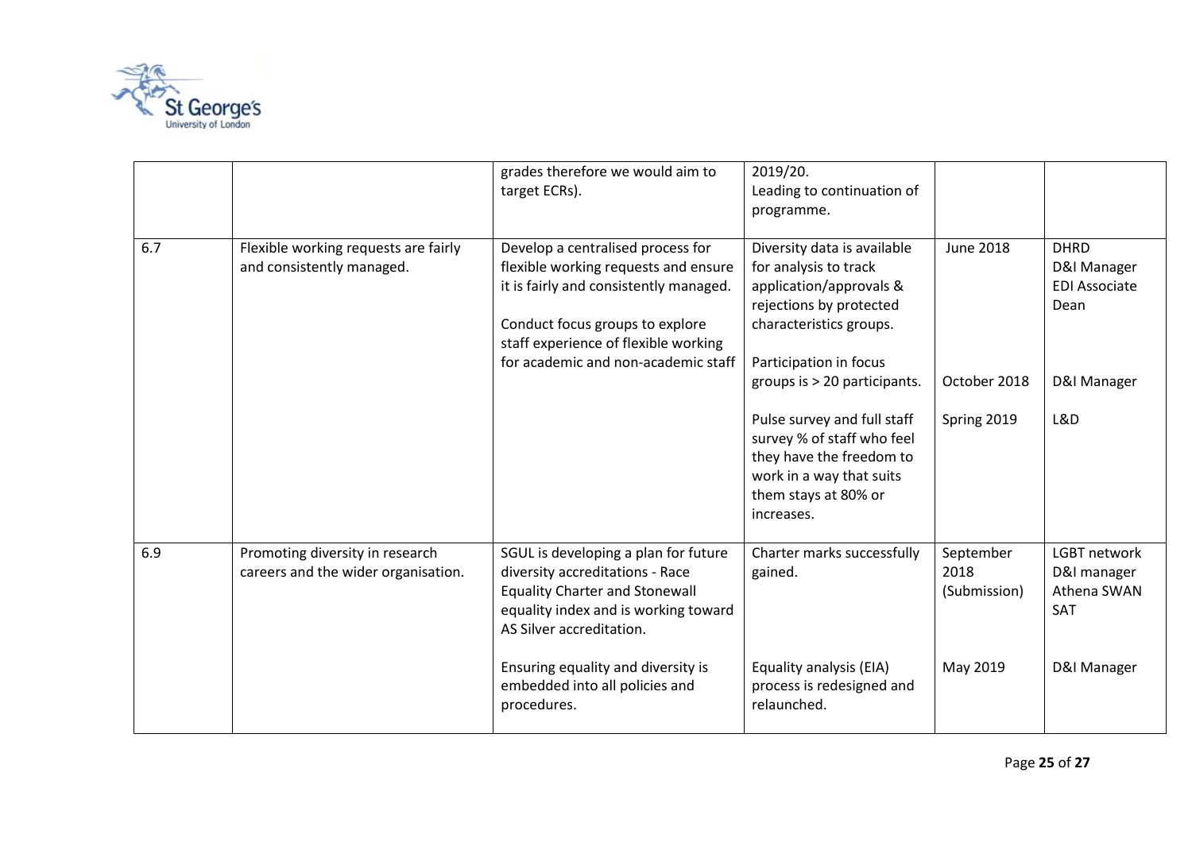| | | | | | |
|---|---|---|---|---|---|
| | | grades therefore we would aim to target ECRs). | 2019/20.<br>Leading to continuation of programme. | | |
| 6.7 | Flexible working requests are fairly and consistently managed. | Develop a centralised process for flexible working requests and ensure it is fairly and consistently managed.<br><br>Conduct focus groups to explore staff experience of flexible working for academic and non-academic staff | Diversity data is available for analysis to track application/approvals & rejections by protected characteristics groups.<br><br>Participation in focus groups is > 20 participants.<br><br>Pulse survey and full staff survey % of staff who feel they have the freedom to work in a way that suits them stays at 80% or increases. | June 2018<br><br><br><br><br>October 2018<br><br>Spring 2019 | DHRD<br>D&I Manager<br>EDI Associate Dean<br><br><br>D&I Manager<br><br>L&D |
| 6.9 | Promoting diversity in research careers and the wider organisation. | SGUL is developing a plan for future diversity accreditations - Race Equality Charter and Stonewall equality index and is working toward AS Silver accreditation.<br><br>Ensuring equality and diversity is embedded into all policies and procedures. | Charter marks successfully gained.<br><br><br><br><br>Equality analysis (EIA) process is redesigned and relaunched. | September 2018 (Submission)<br><br><br><br>May 2019 | LGBT network<br>D&I manager<br>Athena SWAN SAT<br><br>D&I Manager |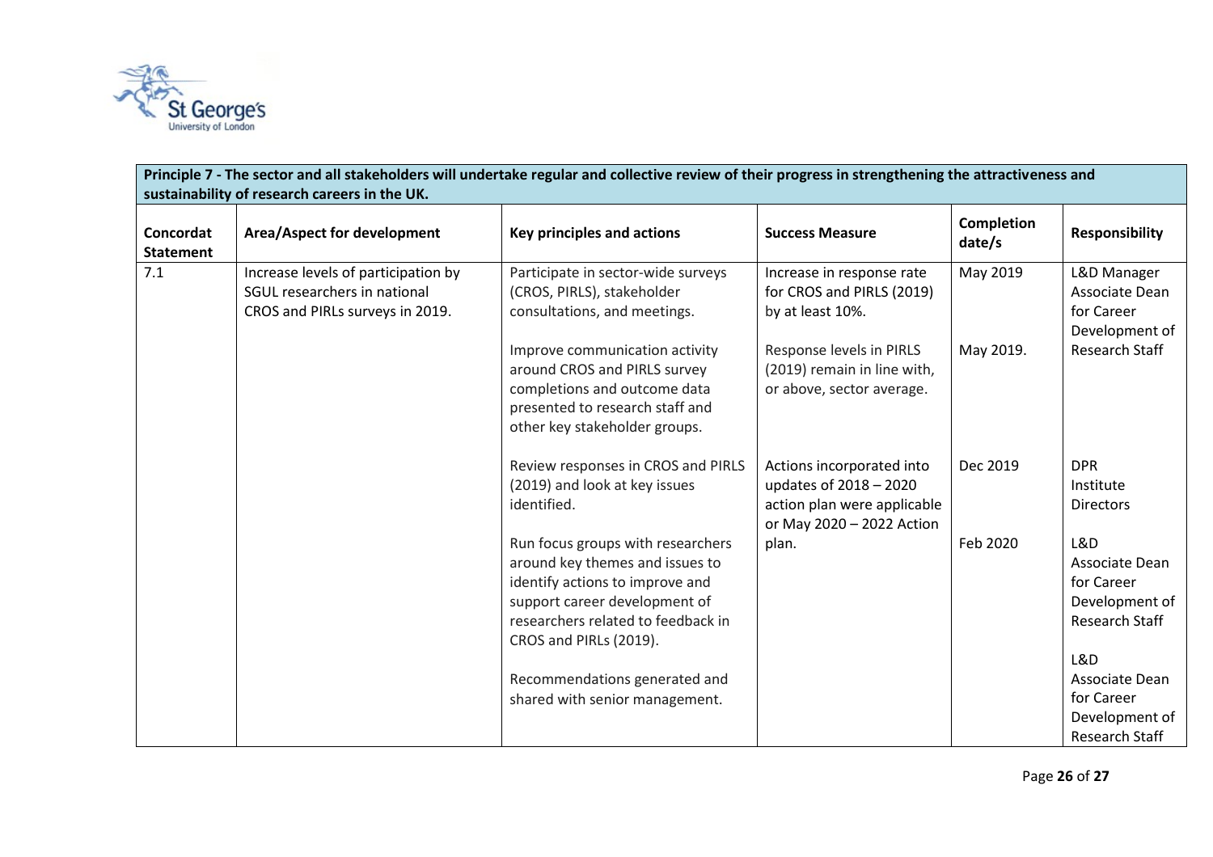| Principle 7 - The sector and all stakeholders will undertake regular and collective review of their progress in strengthening the attractiveness and sustainability of research careers in the UK. | | | | | |
|---|---|---|---|---|---|
| **Concordat Statement** | **Area/Aspect for development** | **Key principles and actions** | **Success Measure** | **Completion date/s** | **Responsibility** |
| 7.1 | Increase levels of participation by SGUL researchers in national CROS and PIRLs surveys in 2019. | Participate in sector-wide surveys (CROS, PIRLS), stakeholder consultations, and meetings.<br><br>Improve communication activity around CROS and PIRLS survey completions and outcome data presented to research staff and other key stakeholder groups. | Increase in response rate for CROS and PIRLS (2019) by at least 10%.<br><br>Response levels in PIRLS (2019) remain in line with, or above, sector average. | May 2019<br><br>May 2019. | L&D Manager<br>Associate Dean for Career Development of Research Staff |
| | | Review responses in CROS and PIRLS (2019) and look at key issues identified.<br><br>Run focus groups with researchers around key themes and issues to identify actions to improve and support career development of researchers related to feedback in CROS and PIRLs (2019).<br><br>Recommendations generated and shared with senior management. | Actions incorporated into updates of 2018 – 2020 action plan were applicable or May 2020 – 2022 Action plan. | Dec 2019<br><br>Feb 2020 | DPR<br>Institute Directors<br><br>L&D<br>Associate Dean for Career Development of Research Staff<br><br>L&D<br>Associate Dean for Career Development of Research Staff |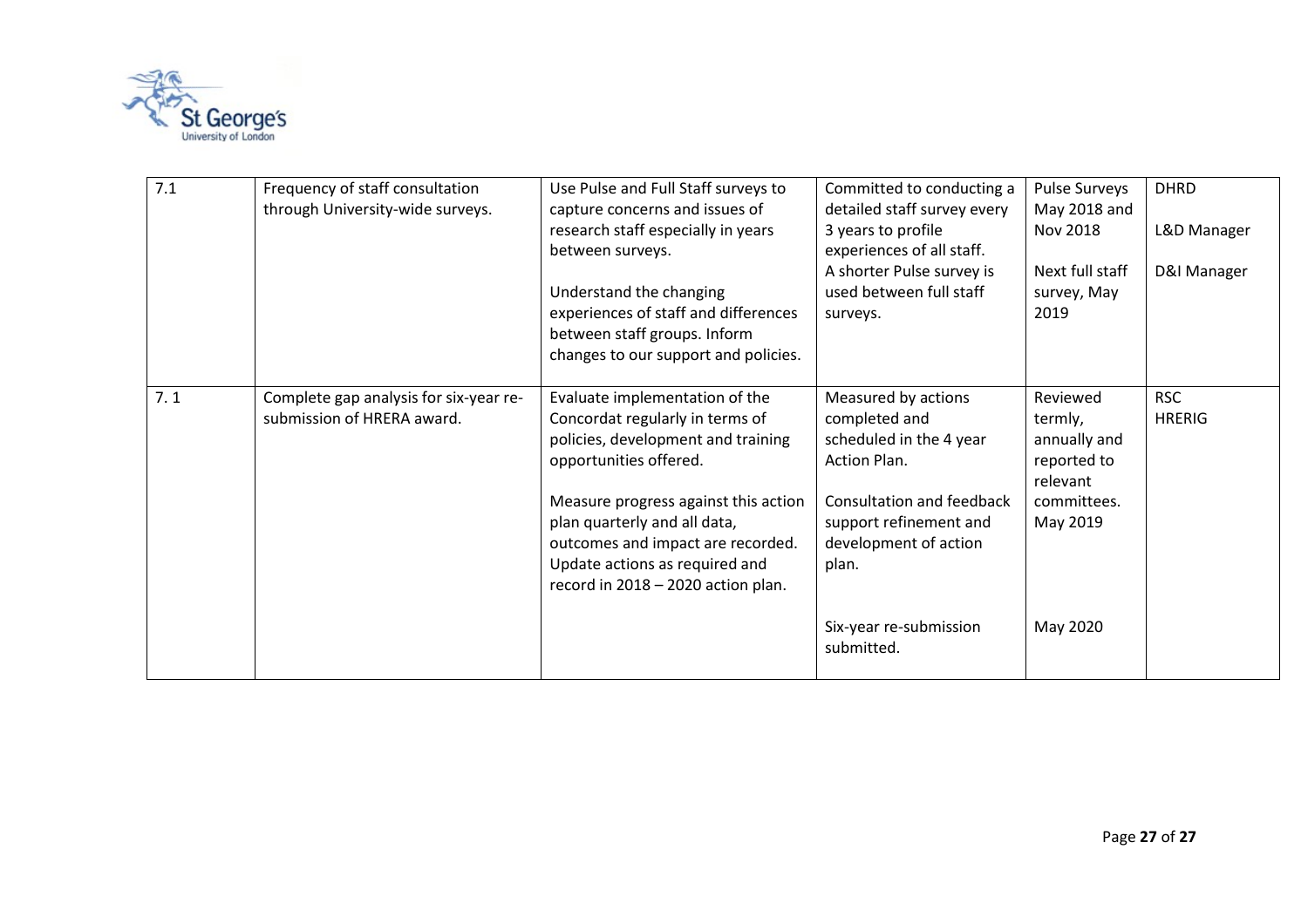| | | | | | |
|---|---|---|---|---|---|
| 7.1 | Frequency of staff consultation through University-wide surveys. | Use Pulse and Full Staff surveys to capture concerns and issues of research staff especially in years between surveys.<br><br>Understand the changing experiences of staff and differences between staff groups. Inform changes to our support and policies. | Committed to conducting a detailed staff survey every 3 years to profile experiences of all staff.<br>A shorter Pulse survey is used between full staff surveys. | Pulse Surveys May 2018 and Nov 2018<br><br>Next full staff survey, May 2019 | DHRD<br><br>L&D Manager<br><br>D&I Manager |
| 7. 1 | Complete gap analysis for six-year re-submission of HRERA award. | Evaluate implementation of the Concordat regularly in terms of policies, development and training opportunities offered.<br><br>Measure progress against this action plan quarterly and all data, outcomes and impact are recorded. Update actions as required and record in 2018 – 2020 action plan. | Measured by actions completed and scheduled in the 4 year Action Plan.<br><br>Consultation and feedback support refinement and development of action plan.<br><br>Six-year re-submission submitted. | Reviewed termly, annually and reported to relevant committees. May 2019<br><br>May 2020 | RSC<br>HRERIG |